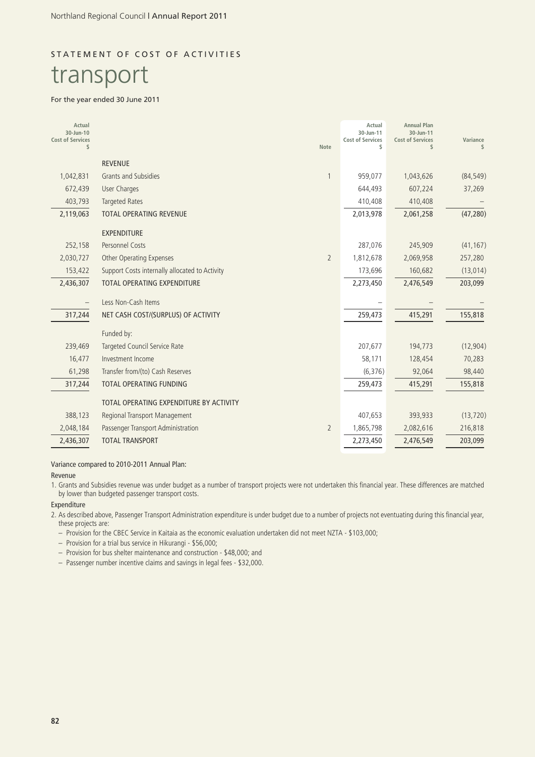STATEMENT OF COST OF ACTIVITIES

# transport

For the year ended 30 June 2011

| Actual 30-Jun-10 Cost of Services $ | | Note | Actual 30-Jun-11 Cost of Services $ | Annual Plan 30-Jun-11 Cost of Services $ | Variance $ |
|---|---|---|---|---|---|
| | REVENUE | | | | |
| 1,042,831 | Grants and Subsidies | 1 | 959,077 | 1,043,626 | (84,549) |
| 672,439 | User Charges | | 644,493 | 607,224 | 37,269 |
| 403,793 | Targeted Rates | | 410,408 | 410,408 | – |
| 2,119,063 | TOTAL OPERATING REVENUE | | 2,013,978 | 2,061,258 | (47,280) |
| | EXPENDITURE | | | | |
| 252,158 | Personnel Costs | | 287,076 | 245,909 | (41,167) |
| 2,030,727 | Other Operating Expenses | 2 | 1,812,678 | 2,069,958 | 257,280 |
| 153,422 | Support Costs internally allocated to Activity | | 173,696 | 160,682 | (13,014) |
| 2,436,307 | TOTAL OPERATING EXPENDITURE | | 2,273,450 | 2,476,549 | 203,099 |
| – | Less Non-Cash Items | | – | – | – |
| 317,244 | NET CASH COST/(SURPLUS) OF ACTIVITY | | 259,473 | 415,291 | 155,818 |
| | Funded by: | | | | |
| 239,469 | Targeted Council Service Rate | | 207,677 | 194,773 | (12,904) |
| 16,477 | Investment Income | | 58,171 | 128,454 | 70,283 |
| 61,298 | Transfer from/(to) Cash Reserves | | (6,376) | 92,064 | 98,440 |
| 317,244 | TOTAL OPERATING FUNDING | | 259,473 | 415,291 | 155,818 |
| | TOTAL OPERATING EXPENDITURE BY ACTIVITY | | | | |
| 388,123 | Regional Transport Management | | 407,653 | 393,933 | (13,720) |
| 2,048,184 | Passenger Transport Administration | 2 | 1,865,798 | 2,082,616 | 216,818 |
| 2,436,307 | TOTAL TRANSPORT | | 2,273,450 | 2,476,549 | 203,099 |

Variance compared to 2010-2011 Annual Plan:

Revenue

1. Grants and Subsidies revenue was under budget as a number of transport projects were not undertaken this financial year. These differences are matched by lower than budgeted passenger transport costs.

Expenditure

2. As described above, Passenger Transport Administration expenditure is under budget due to a number of projects not eventuating during this financial year, these projects are:
   - Provision for the CBEC Service in Kaitaia as the economic evaluation undertaken did not meet NZTA - $103,000;
   - Provision for a trial bus service in Hikurangi - $56,000;
   - Provision for bus shelter maintenance and construction - $48,000; and
   - Passenger number incentive claims and savings in legal fees - $32,000.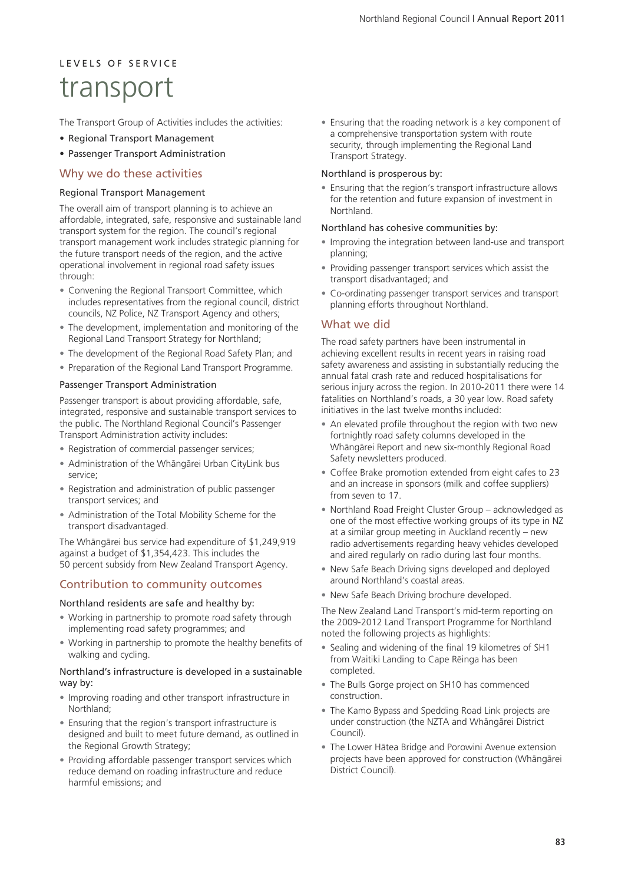LEVELS OF SERVICE

# transport

The Transport Group of Activities includes the activities:

- Regional Transport Management
- Passenger Transport Administration

## Why we do these activities

### Regional Transport Management

The overall aim of transport planning is to achieve an affordable, integrated, safe, responsive and sustainable land transport system for the region. The council's regional transport management work includes strategic planning for the future transport needs of the region, and the active operational involvement in regional road safety issues through:

- Convening the Regional Transport Committee, which includes representatives from the regional council, district councils, NZ Police, NZ Transport Agency and others;
- The development, implementation and monitoring of the Regional Land Transport Strategy for Northland;
- The development of the Regional Road Safety Plan; and
- Preparation of the Regional Land Transport Programme.

### Passenger Transport Administration

Passenger transport is about providing affordable, safe, integrated, responsive and sustainable transport services to the public. The Northland Regional Council's Passenger Transport Administration activity includes:

- Registration of commercial passenger services;
- Administration of the Whāngārei Urban CityLink bus service;
- Registration and administration of public passenger transport services; and
- Administration of the Total Mobility Scheme for the transport disadvantaged.

The Whāngārei bus service had expenditure of $1,249,919 against a budget of $1,354,423. This includes the 50 percent subsidy from New Zealand Transport Agency.

## Contribution to community outcomes

### Northland residents are safe and healthy by:

- Working in partnership to promote road safety through implementing road safety programmes; and
- Working in partnership to promote the healthy benefits of walking and cycling.

### Northland's infrastructure is developed in a sustainable way by:

- Improving roading and other transport infrastructure in Northland;
- Ensuring that the region's transport infrastructure is designed and built to meet future demand, as outlined in the Regional Growth Strategy;
- Providing affordable passenger transport services which reduce demand on roading infrastructure and reduce harmful emissions; and
- Ensuring that the roading network is a key component of a comprehensive transportation system with route security, through implementing the Regional Land Transport Strategy.

### Northland is prosperous by:

- Ensuring that the region's transport infrastructure allows for the retention and future expansion of investment in Northland.

### Northland has cohesive communities by:

- Improving the integration between land-use and transport planning;
- Providing passenger transport services which assist the transport disadvantaged; and
- Co-ordinating passenger transport services and transport planning efforts throughout Northland.

## What we did

The road safety partners have been instrumental in achieving excellent results in recent years in raising road safety awareness and assisting in substantially reducing the annual fatal crash rate and reduced hospitalisations for serious injury across the region. In 2010-2011 there were 14 fatalities on Northland's roads, a 30 year low. Road safety initiatives in the last twelve months included:

- An elevated profile throughout the region with two new fortnightly road safety columns developed in the Whāngārei Report and new six-monthly Regional Road Safety newsletters produced.
- Coffee Brake promotion extended from eight cafes to 23 and an increase in sponsors (milk and coffee suppliers) from seven to 17.
- Northland Road Freight Cluster Group – acknowledged as one of the most effective working groups of its type in NZ at a similar group meeting in Auckland recently – new radio advertisements regarding heavy vehicles developed and aired regularly on radio during last four months.
- New Safe Beach Driving signs developed and deployed around Northland's coastal areas.
- New Safe Beach Driving brochure developed.

The New Zealand Land Transport's mid-term reporting on the 2009-2012 Land Transport Programme for Northland noted the following projects as highlights:

- Sealing and widening of the final 19 kilometres of SH1 from Waitiki Landing to Cape Rēinga has been completed.
- The Bulls Gorge project on SH10 has commenced construction.
- The Kamo Bypass and Spedding Road Link projects are under construction (the NZTA and Whāngārei District Council).
- The Lower Hātea Bridge and Porowini Avenue extension projects have been approved for construction (Whāngārei District Council).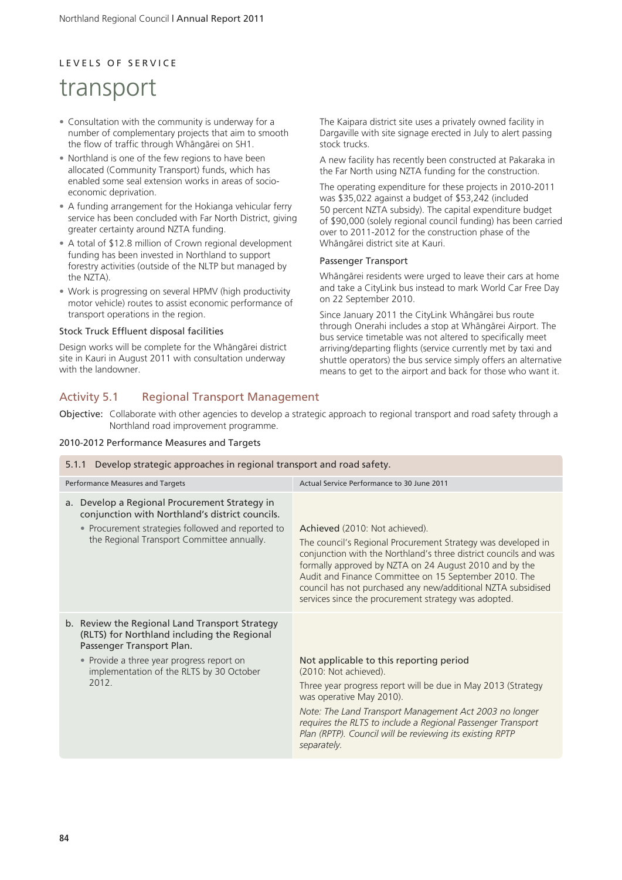LEVELS OF SERVICE

# transport

- Consultation with the community is underway for a number of complementary projects that aim to smooth the flow of traffic through Whāngārei on SH1.
- Northland is one of the few regions to have been allocated (Community Transport) funds, which has enabled some seal extension works in areas of socio-economic deprivation.
- A funding arrangement for the Hokianga vehicular ferry service has been concluded with Far North District, giving greater certainty around NZTA funding.
- A total of $12.8 million of Crown regional development funding has been invested in Northland to support forestry activities (outside of the NLTP but managed by the NZTA).
- Work is progressing on several HPMV (high productivity motor vehicle) routes to assist economic performance of transport operations in the region.

### Stock Truck Effluent disposal facilities

Design works will be complete for the Whāngārei district site in Kauri in August 2011 with consultation underway with the landowner.

The Kaipara district site uses a privately owned facility in Dargaville with site signage erected in July to alert passing stock trucks.

A new facility has recently been constructed at Pakaraka in the Far North using NZTA funding for the construction.

The operating expenditure for these projects in 2010-2011 was $35,022 against a budget of $53,242 (included 50 percent NZTA subsidy). The capital expenditure budget of $90,000 (solely regional council funding) has been carried over to 2011-2012 for the construction phase of the Whāngārei district site at Kauri.

### Passenger Transport

Whāngārei residents were urged to leave their cars at home and take a CityLink bus instead to mark World Car Free Day on 22 September 2010.

Since January 2011 the CityLink Whāngārei bus route through Onerahi includes a stop at Whāngārei Airport. The bus service timetable was not altered to specifically meet arriving/departing flights (service currently met by taxi and shuttle operators) the bus service simply offers an alternative means to get to the airport and back for those who want it.

## Activity 5.1 Regional Transport Management

**Objective:** Collaborate with other agencies to develop a strategic approach to regional transport and road safety through a Northland road improvement programme.

### 2010-2012 Performance Measures and Targets

| 5.1.1 Develop strategic approaches in regional transport and road safety. | |
|---|---|
| Performance Measures and Targets | Actual Service Performance to 30 June 2011 |
| a. Develop a Regional Procurement Strategy in conjunction with Northland's district councils.<br>• Procurement strategies followed and reported to the Regional Transport Committee annually. | Achieved (2010: Not achieved).<br>The council's Regional Procurement Strategy was developed in conjunction with the Northland's three district councils and was formally approved by NZTA on 24 August 2010 and by the Audit and Finance Committee on 15 September 2010. The council has not purchased any new/additional NZTA subsidised services since the procurement strategy was adopted. |
| b. Review the Regional Land Transport Strategy (RLTS) for Northland including the Regional Passenger Transport Plan.<br>• Provide a three year progress report on implementation of the RLTS by 30 October 2012. | Not applicable to this reporting period (2010: Not achieved).<br>Three year progress report will be due in May 2013 (Strategy was operative May 2010).<br>*Note: The Land Transport Management Act 2003 no longer requires the RLTS to include a Regional Passenger Transport Plan (RPTP). Council will be reviewing its existing RPTP separately.* |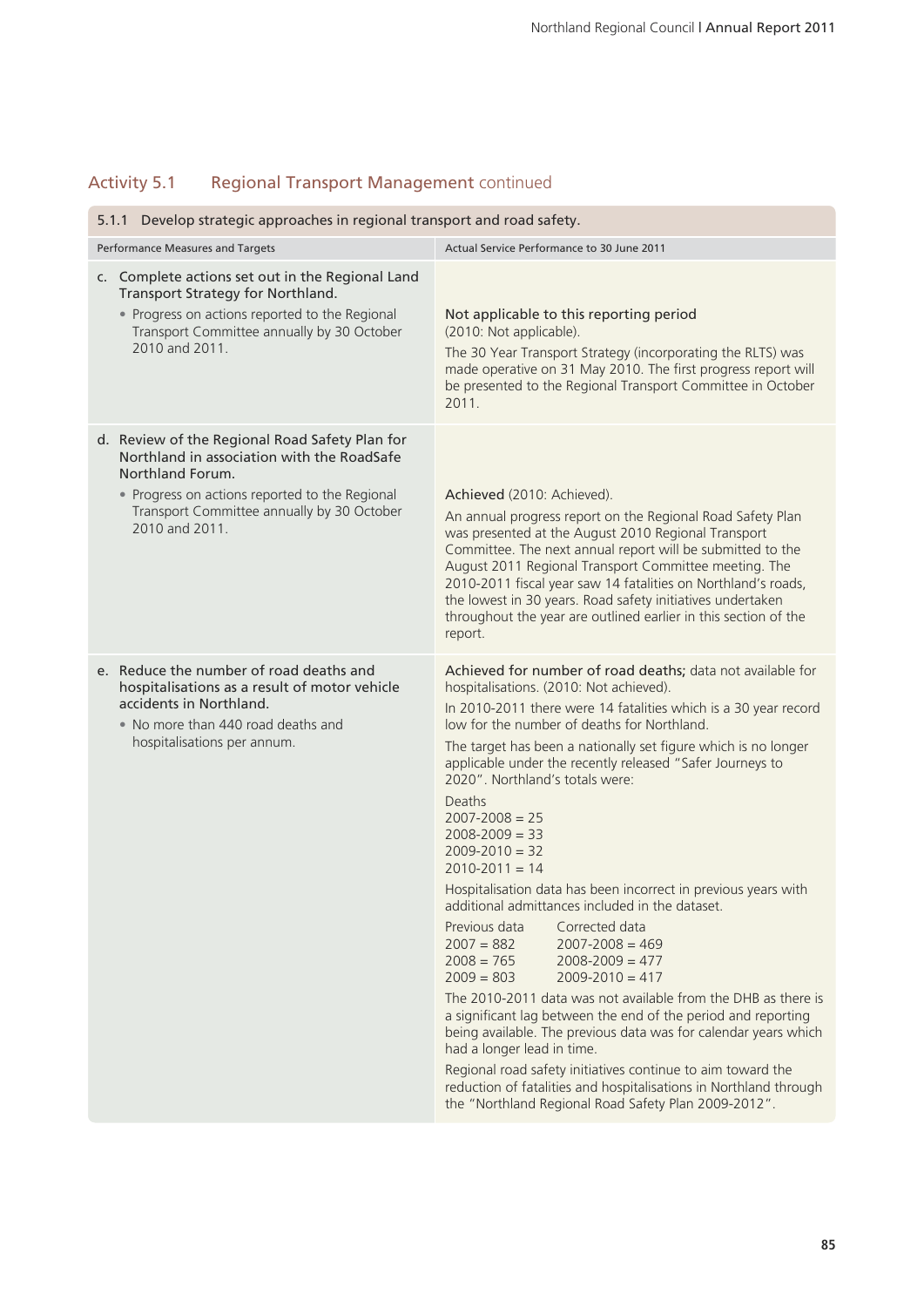## Activity 5.1 Regional Transport Management continued

| 5.1.1 Develop strategic approaches in regional transport and road safety. | |
|---|---|
| Performance Measures and Targets | Actual Service Performance to 30 June 2011 |
| c. Complete actions set out in the Regional Land Transport Strategy for Northland.<br>• Progress on actions reported to the Regional Transport Committee annually by 30 October 2010 and 2011. | Not applicable to this reporting period (2010: Not applicable).<br>The 30 Year Transport Strategy (incorporating the RLTS) was made operative on 31 May 2010. The first progress report will be presented to the Regional Transport Committee in October 2011. |
| d. Review of the Regional Road Safety Plan for Northland in association with the RoadSafe Northland Forum.<br>• Progress on actions reported to the Regional Transport Committee annually by 30 October 2010 and 2011. | Achieved (2010: Achieved).<br>An annual progress report on the Regional Road Safety Plan was presented at the August 2010 Regional Transport Committee. The next annual report will be submitted to the August 2011 Regional Transport Committee meeting. The 2010-2011 fiscal year saw 14 fatalities on Northland's roads, the lowest in 30 years. Road safety initiatives undertaken throughout the year are outlined earlier in this section of the report. |
| e. Reduce the number of road deaths and hospitalisations as a result of motor vehicle accidents in Northland.<br>• No more than 440 road deaths and hospitalisations per annum. | Achieved for number of road deaths; data not available for hospitalisations. (2010: Not achieved).<br>In 2010-2011 there were 14 fatalities which is a 30 year record low for the number of deaths for Northland.<br>The target has been a nationally set figure which is no longer applicable under the recently released "Safer Journeys to 2020". Northland's totals were:<br>Deaths<br>2007-2008 = 25<br>2008-2009 = 33<br>2009-2010 = 32<br>2010-2011 = 14<br>Hospitalisation data has been incorrect in previous years with additional admittances included in the dataset.<br>Previous data — Corrected data<br>2007 = 882 — 2007-2008 = 469<br>2008 = 765 — 2008-2009 = 477<br>2009 = 803 — 2009-2010 = 417<br>The 2010-2011 data was not available from the DHB as there is a significant lag between the end of the period and reporting being available. The previous data was for calendar years which had a longer lead in time.<br>Regional road safety initiatives continue to aim toward the reduction of fatalities and hospitalisations in Northland through the "Northland Regional Road Safety Plan 2009-2012". |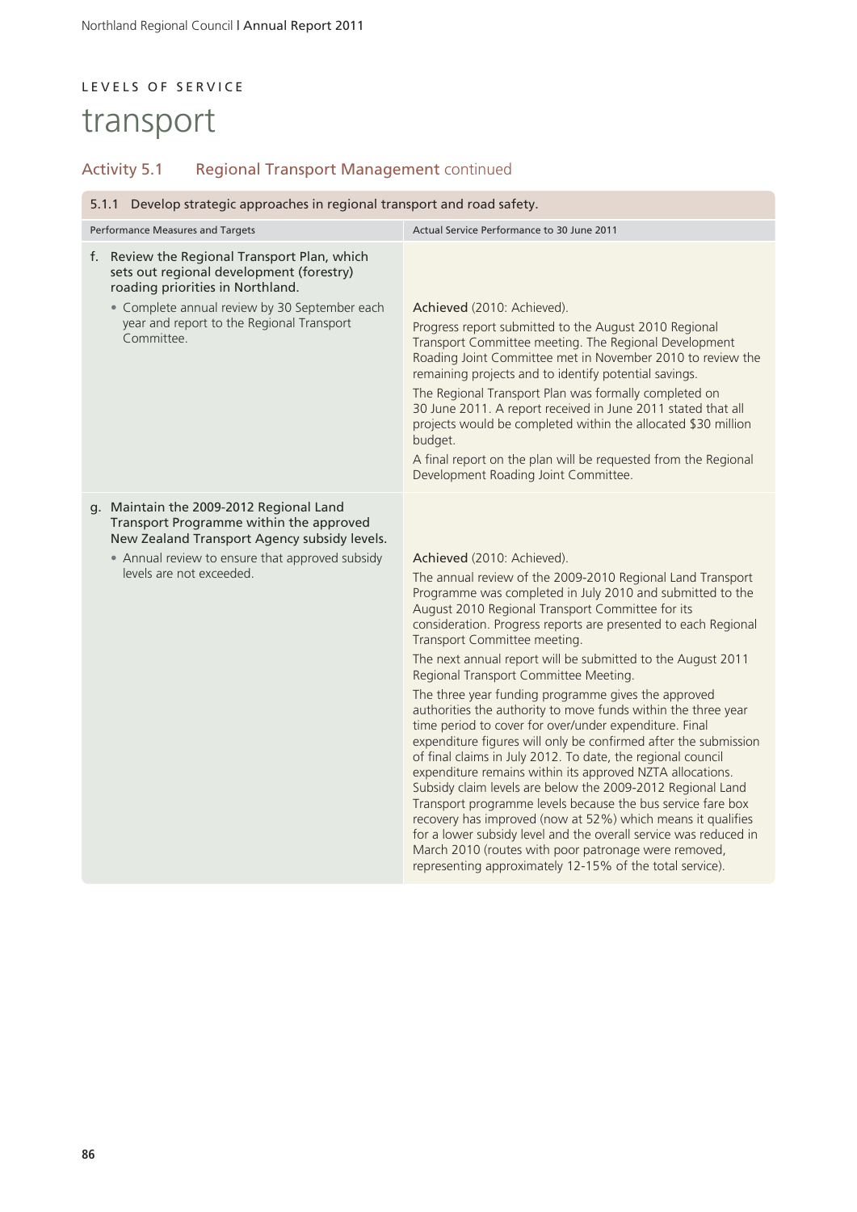LEVELS OF SERVICE

# transport

## Activity 5.1 Regional Transport Management continued

| 5.1.1 Develop strategic approaches in regional transport and road safety. | |
|---|---|
| **Performance Measures and Targets** | **Actual Service Performance to 30 June 2011** |
| **f. Review the Regional Transport Plan, which sets out regional development (forestry) roading priorities in Northland.**<br>• Complete annual review by 30 September each year and report to the Regional Transport Committee. | Achieved (2010: Achieved).<br>Progress report submitted to the August 2010 Regional Transport Committee meeting. The Regional Development Roading Joint Committee met in November 2010 to review the remaining projects and to identify potential savings.<br>The Regional Transport Plan was formally completed on 30 June 2011. A report received in June 2011 stated that all projects would be completed within the allocated $30 million budget.<br>A final report on the plan will be requested from the Regional Development Roading Joint Committee. |
| **g. Maintain the 2009-2012 Regional Land Transport Programme within the approved New Zealand Transport Agency subsidy levels.**<br>• Annual review to ensure that approved subsidy levels are not exceeded. | Achieved (2010: Achieved).<br>The annual review of the 2009-2010 Regional Land Transport Programme was completed in July 2010 and submitted to the August 2010 Regional Transport Committee for its consideration. Progress reports are presented to each Regional Transport Committee meeting.<br>The next annual report will be submitted to the August 2011 Regional Transport Committee Meeting.<br>The three year funding programme gives the approved authorities the authority to move funds within the three year time period to cover for over/under expenditure. Final expenditure figures will only be confirmed after the submission of final claims in July 2012. To date, the regional council expenditure remains within its approved NZTA allocations. Subsidy claim levels are below the 2009-2012 Regional Land Transport programme levels because the bus service fare box recovery has improved (now at 52%) which means it qualifies for a lower subsidy level and the overall service was reduced in March 2010 (routes with poor patronage were removed, representing approximately 12-15% of the total service). |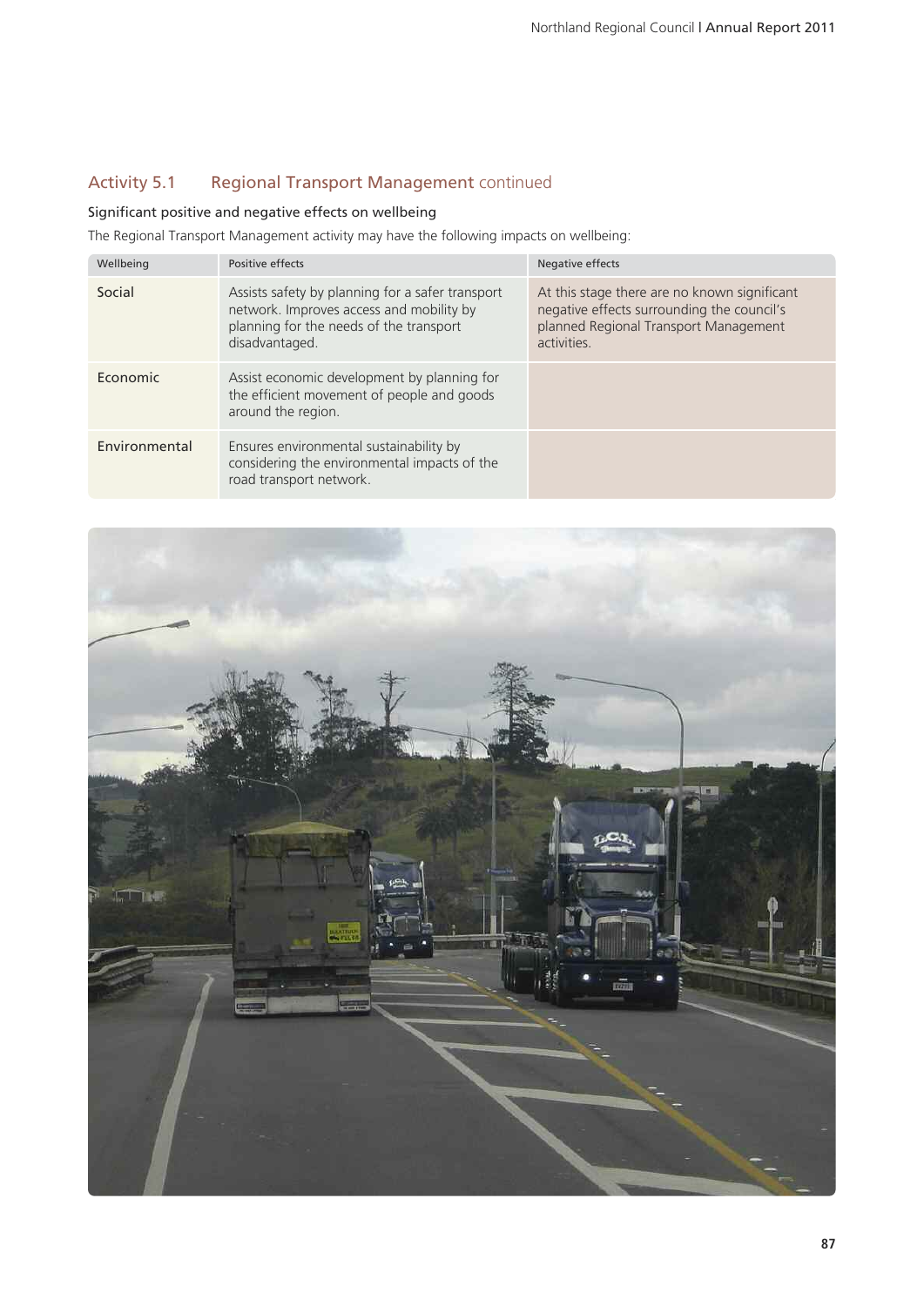## Activity 5.1 Regional Transport Management continued

### Significant positive and negative effects on wellbeing

The Regional Transport Management activity may have the following impacts on wellbeing:

| Wellbeing | Positive effects | Negative effects |
| --- | --- | --- |
| Social | Assists safety by planning for a safer transport network. Improves access and mobility by planning for the needs of the transport disadvantaged. | At this stage there are no known significant negative effects surrounding the council's planned Regional Transport Management activities. |
| Economic | Assist economic development by planning for the efficient movement of people and goods around the region. | |
| Environmental | Ensures environmental sustainability by considering the environmental impacts of the road transport network. | |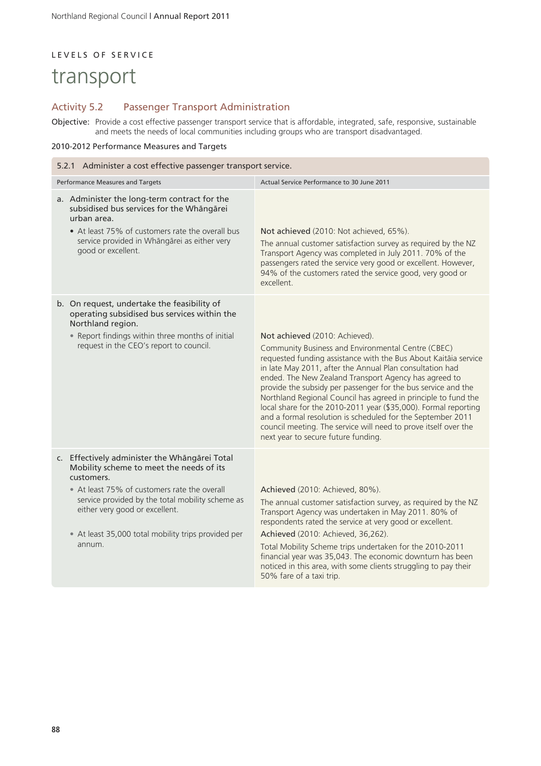LEVELS OF SERVICE

# transport

## Activity 5.2 Passenger Transport Administration

**Objective:** Provide a cost effective passenger transport service that is affordable, integrated, safe, responsive, sustainable and meets the needs of local communities including groups who are transport disadvantaged.

### 2010-2012 Performance Measures and Targets

| 5.2.1 Administer a cost effective passenger transport service. | |
|---|---|
| **Performance Measures and Targets** | **Actual Service Performance to 30 June 2011** |
| a. Administer the long-term contract for the subsidised bus services for the Whāngārei urban area.<br>• At least 75% of customers rate the overall bus service provided in Whāngārei as either very good or excellent. | Not achieved (2010: Not achieved, 65%).<br>The annual customer satisfaction survey as required by the NZ Transport Agency was completed in July 2011. 70% of the passengers rated the service very good or excellent. However, 94% of the customers rated the service good, very good or excellent. |
| b. On request, undertake the feasibility of operating subsidised bus services within the Northland region.<br>• Report findings within three months of initial request in the CEO's report to council. | Not achieved (2010: Achieved).<br>Community Business and Environmental Centre (CBEC) requested funding assistance with the Bus About Kaitāia service in late May 2011, after the Annual Plan consultation had ended. The New Zealand Transport Agency has agreed to provide the subsidy per passenger for the bus service and the Northland Regional Council has agreed in principle to fund the local share for the 2010-2011 year ($35,000). Formal reporting and a formal resolution is scheduled for the September 2011 council meeting. The service will need to prove itself over the next year to secure future funding. |
| c. Effectively administer the Whāngārei Total Mobility scheme to meet the needs of its customers.<br>• At least 75% of customers rate the overall service provided by the total mobility scheme as either very good or excellent.<br>• At least 35,000 total mobility trips provided per annum. | Achieved (2010: Achieved, 80%).<br>The annual customer satisfaction survey, as required by the NZ Transport Agency was undertaken in May 2011. 80% of respondents rated the service at very good or excellent.<br>Achieved (2010: Achieved, 36,262).<br>Total Mobility Scheme trips undertaken for the 2010-2011 financial year was 35,043. The economic downturn has been noticed in this area, with some clients struggling to pay their 50% fare of a taxi trip. |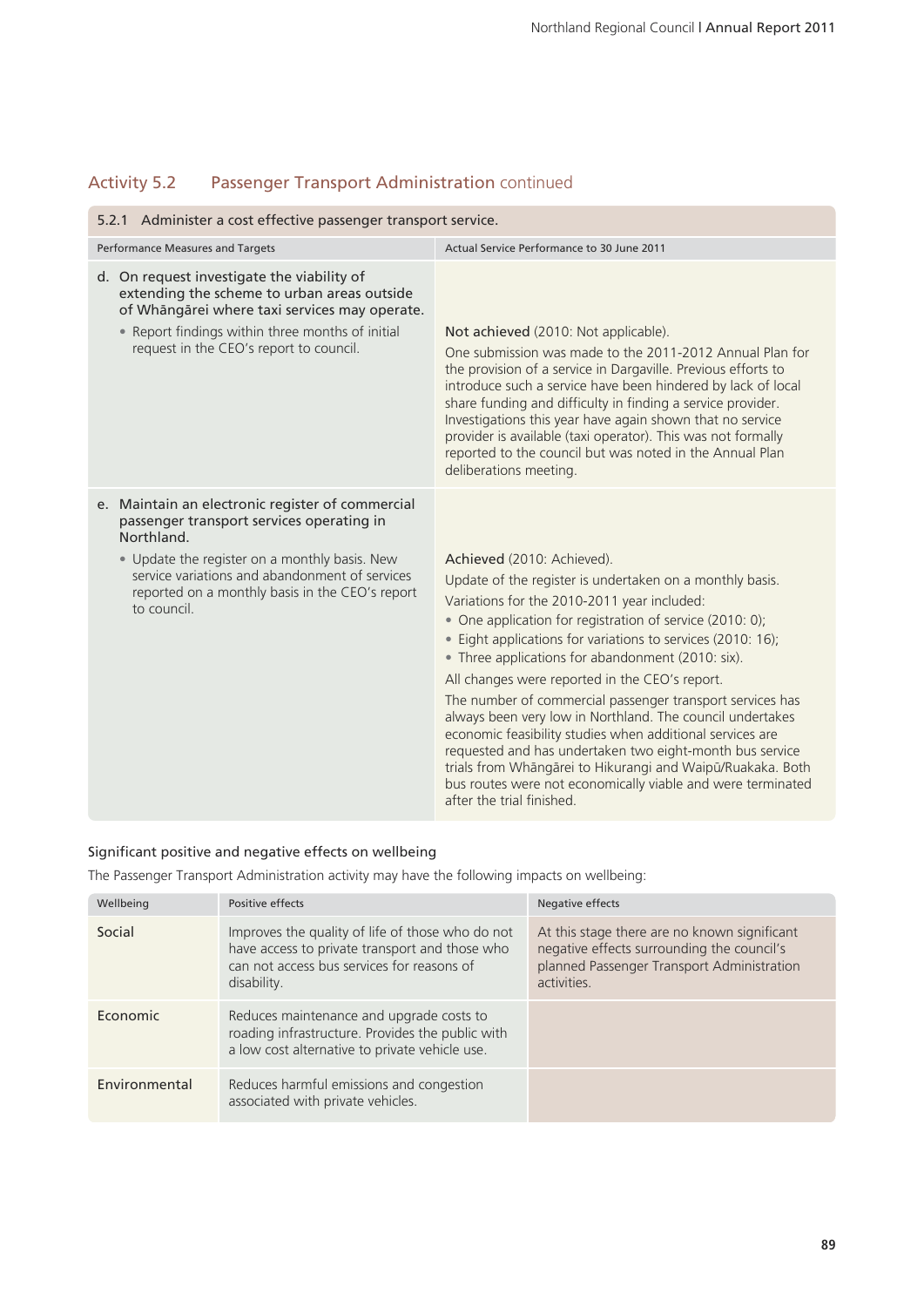## Activity 5.2 Passenger Transport Administration continued

| 5.2.1 Administer a cost effective passenger transport service. | |
|---|---|
| Performance Measures and Targets | Actual Service Performance to 30 June 2011 |
| d. On request investigate the viability of extending the scheme to urban areas outside of Whāngārei where taxi services may operate.<br>• Report findings within three months of initial request in the CEO's report to council. | Not achieved (2010: Not applicable).<br>One submission was made to the 2011-2012 Annual Plan for the provision of a service in Dargaville. Previous efforts to introduce such a service have been hindered by lack of local share funding and difficulty in finding a service provider. Investigations this year have again shown that no service provider is available (taxi operator). This was not formally reported to the council but was noted in the Annual Plan deliberations meeting. |
| e. Maintain an electronic register of commercial passenger transport services operating in Northland.<br>• Update the register on a monthly basis. New service variations and abandonment of services reported on a monthly basis in the CEO's report to council. | Achieved (2010: Achieved).<br>Update of the register is undertaken on a monthly basis.<br>Variations for the 2010-2011 year included:<br>• One application for registration of service (2010: 0);<br>• Eight applications for variations to services (2010: 16);<br>• Three applications for abandonment (2010: six).<br>All changes were reported in the CEO's report.<br>The number of commercial passenger transport services has always been very low in Northland. The council undertakes economic feasibility studies when additional services are requested and has undertaken two eight-month bus service trials from Whāngārei to Hikurangi and Waipū/Ruakaka. Both bus routes were not economically viable and were terminated after the trial finished. |

### Significant positive and negative effects on wellbeing

The Passenger Transport Administration activity may have the following impacts on wellbeing:

| Wellbeing | Positive effects | Negative effects |
|---|---|---|
| Social | Improves the quality of life of those who do not have access to private transport and those who can not access bus services for reasons of disability. | At this stage there are no known significant negative effects surrounding the council's planned Passenger Transport Administration activities. |
| Economic | Reduces maintenance and upgrade costs to roading infrastructure. Provides the public with a low cost alternative to private vehicle use. | |
| Environmental | Reduces harmful emissions and congestion associated with private vehicles. | |